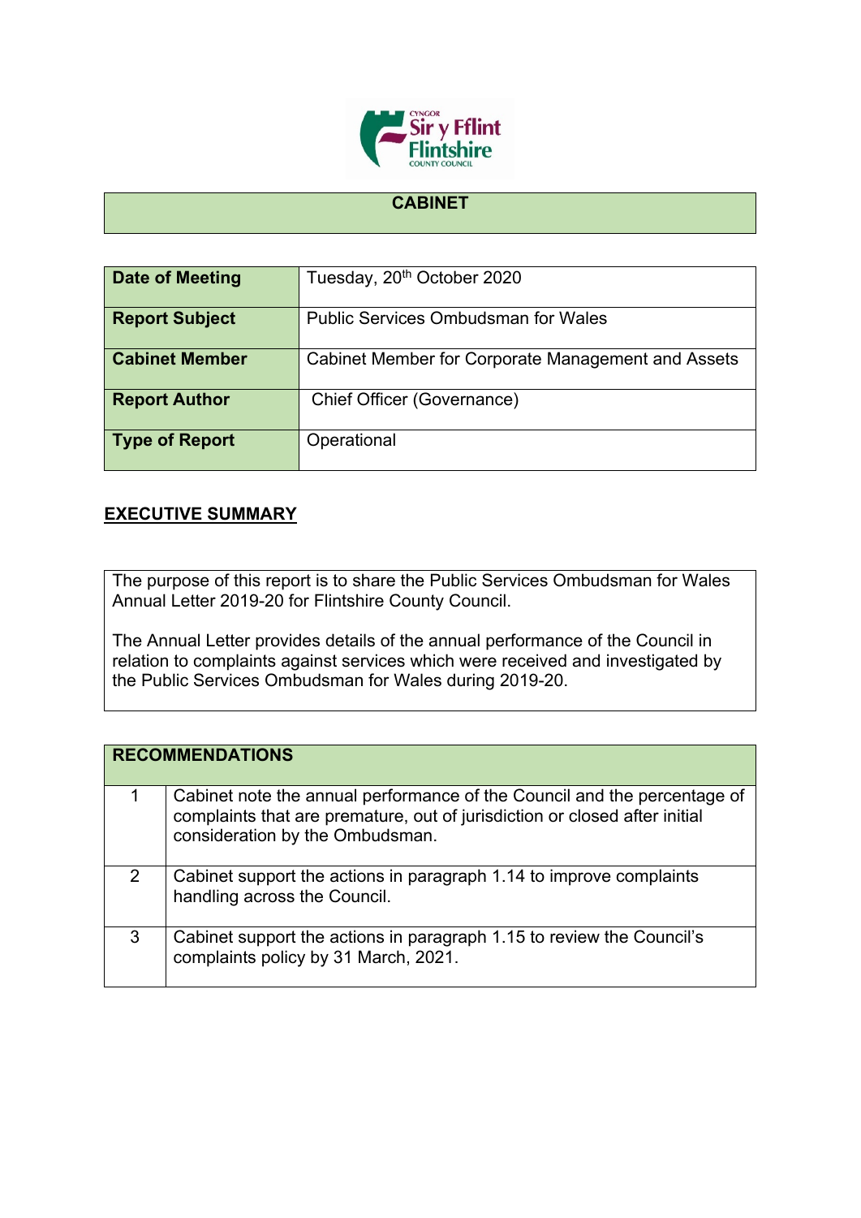# CABINET

| Date of Meeting | Tuesday, 20th October 2020 |
|---|---|
| Report Subject | Public Services Ombudsman for Wales |
| Cabinet Member | Cabinet Member for Corporate Management and Assets |
| Report Author | Chief Officer (Governance) |
| Type of Report | Operational |

## EXECUTIVE SUMMARY

The purpose of this report is to share the Public Services Ombudsman for Wales Annual Letter 2019-20 for Flintshire County Council.

The Annual Letter provides details of the annual performance of the Council in relation to complaints against services which were received and investigated by the Public Services Ombudsman for Wales during 2019-20.

| RECOMMENDATIONS | |
|---|---|
| 1 | Cabinet note the annual performance of the Council and the percentage of complaints that are premature, out of jurisdiction or closed after initial consideration by the Ombudsman. |
| 2 | Cabinet support the actions in paragraph 1.14 to improve complaints handling across the Council. |
| 3 | Cabinet support the actions in paragraph 1.15 to review the Council's complaints policy by 31 March, 2021. |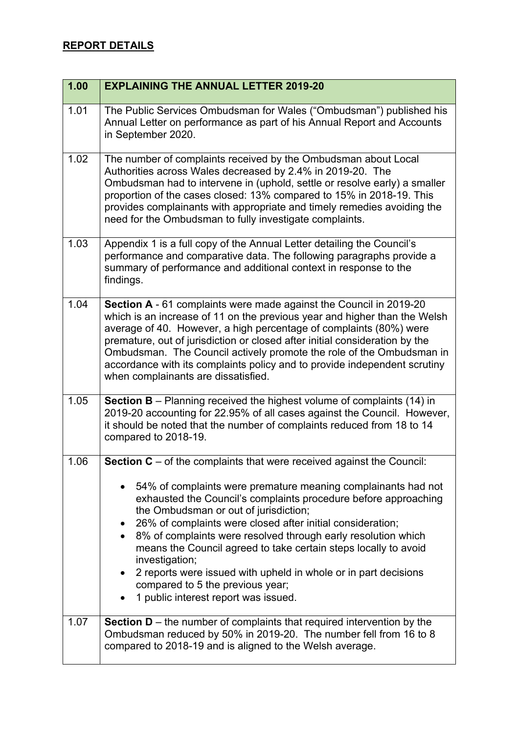## REPORT DETAILS

| 1.00 | EXPLAINING THE ANNUAL LETTER 2019-20 |
|---|---|
| 1.01 | The Public Services Ombudsman for Wales ("Ombudsman") published his Annual Letter on performance as part of his Annual Report and Accounts in September 2020. |
| 1.02 | The number of complaints received by the Ombudsman about Local Authorities across Wales decreased by 2.4% in 2019-20. The Ombudsman had to intervene in (uphold, settle or resolve early) a smaller proportion of the cases closed: 13% compared to 15% in 2018-19. This provides complainants with appropriate and timely remedies avoiding the need for the Ombudsman to fully investigate complaints. |
| 1.03 | Appendix 1 is a full copy of the Annual Letter detailing the Council's performance and comparative data. The following paragraphs provide a summary of performance and additional context in response to the findings. |
| 1.04 | **Section A** - 61 complaints were made against the Council in 2019-20 which is an increase of 11 on the previous year and higher than the Welsh average of 40. However, a high percentage of complaints (80%) were premature, out of jurisdiction or closed after initial consideration by the Ombudsman. The Council actively promote the role of the Ombudsman in accordance with its complaints policy and to provide independent scrutiny when complainants are dissatisfied. |
| 1.05 | **Section B** – Planning received the highest volume of complaints (14) in 2019-20 accounting for 22.95% of all cases against the Council. However, it should be noted that the number of complaints reduced from 18 to 14 compared to 2018-19. |
| 1.06 | **Section C** – of the complaints that were received against the Council:<br>• 54% of complaints were premature meaning complainants had not exhausted the Council's complaints procedure before approaching the Ombudsman or out of jurisdiction;<br>• 26% of complaints were closed after initial consideration;<br>• 8% of complaints were resolved through early resolution which means the Council agreed to take certain steps locally to avoid investigation;<br>• 2 reports were issued with upheld in whole or in part decisions compared to 5 the previous year;<br>• 1 public interest report was issued. |
| 1.07 | **Section D** – the number of complaints that required intervention by the Ombudsman reduced by 50% in 2019-20. The number fell from 16 to 8 compared to 2018-19 and is aligned to the Welsh average. |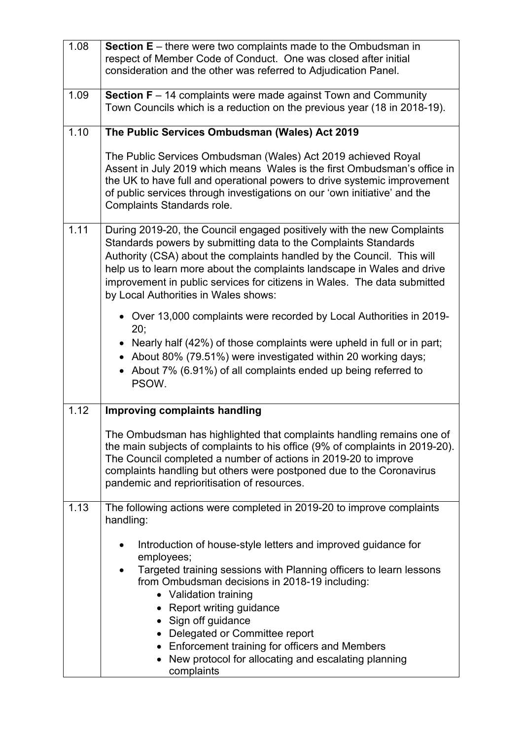| | |
|---|---|
| 1.08 | **Section E** – there were two complaints made to the Ombudsman in respect of Member Code of Conduct. One was closed after initial consideration and the other was referred to Adjudication Panel. |
| 1.09 | **Section F** – 14 complaints were made against Town and Community Town Councils which is a reduction on the previous year (18 in 2018-19). |
| 1.10 | **The Public Services Ombudsman (Wales) Act 2019**<br><br>The Public Services Ombudsman (Wales) Act 2019 achieved Royal Assent in July 2019 which means Wales is the first Ombudsman's office in the UK to have full and operational powers to drive systemic improvement of public services through investigations on our 'own initiative' and the Complaints Standards role. |
| 1.11 | During 2019-20, the Council engaged positively with the new Complaints Standards powers by submitting data to the Complaints Standards Authority (CSA) about the complaints handled by the Council. This will help us to learn more about the complaints landscape in Wales and drive improvement in public services for citizens in Wales. The data submitted by Local Authorities in Wales shows:<br><br>• Over 13,000 complaints were recorded by Local Authorities in 2019-20;<br>• Nearly half (42%) of those complaints were upheld in full or in part;<br>• About 80% (79.51%) were investigated within 20 working days;<br>• About 7% (6.91%) of all complaints ended up being referred to PSOW. |
| 1.12 | **Improving complaints handling**<br><br>The Ombudsman has highlighted that complaints handling remains one of the main subjects of complaints to his office (9% of complaints in 2019-20). The Council completed a number of actions in 2019-20 to improve complaints handling but others were postponed due to the Coronavirus pandemic and reprioritisation of resources. |
| 1.13 | The following actions were completed in 2019-20 to improve complaints handling:<br><br>• Introduction of house-style letters and improved guidance for employees;<br>• Targeted training sessions with Planning officers to learn lessons from Ombudsman decisions in 2018-19 including:<br>&nbsp;&nbsp;&nbsp;&nbsp;• Validation training<br>&nbsp;&nbsp;&nbsp;&nbsp;• Report writing guidance<br>&nbsp;&nbsp;&nbsp;&nbsp;• Sign off guidance<br>&nbsp;&nbsp;&nbsp;&nbsp;• Delegated or Committee report<br>&nbsp;&nbsp;&nbsp;&nbsp;• Enforcement training for officers and Members<br>&nbsp;&nbsp;&nbsp;&nbsp;• New protocol for allocating and escalating planning complaints |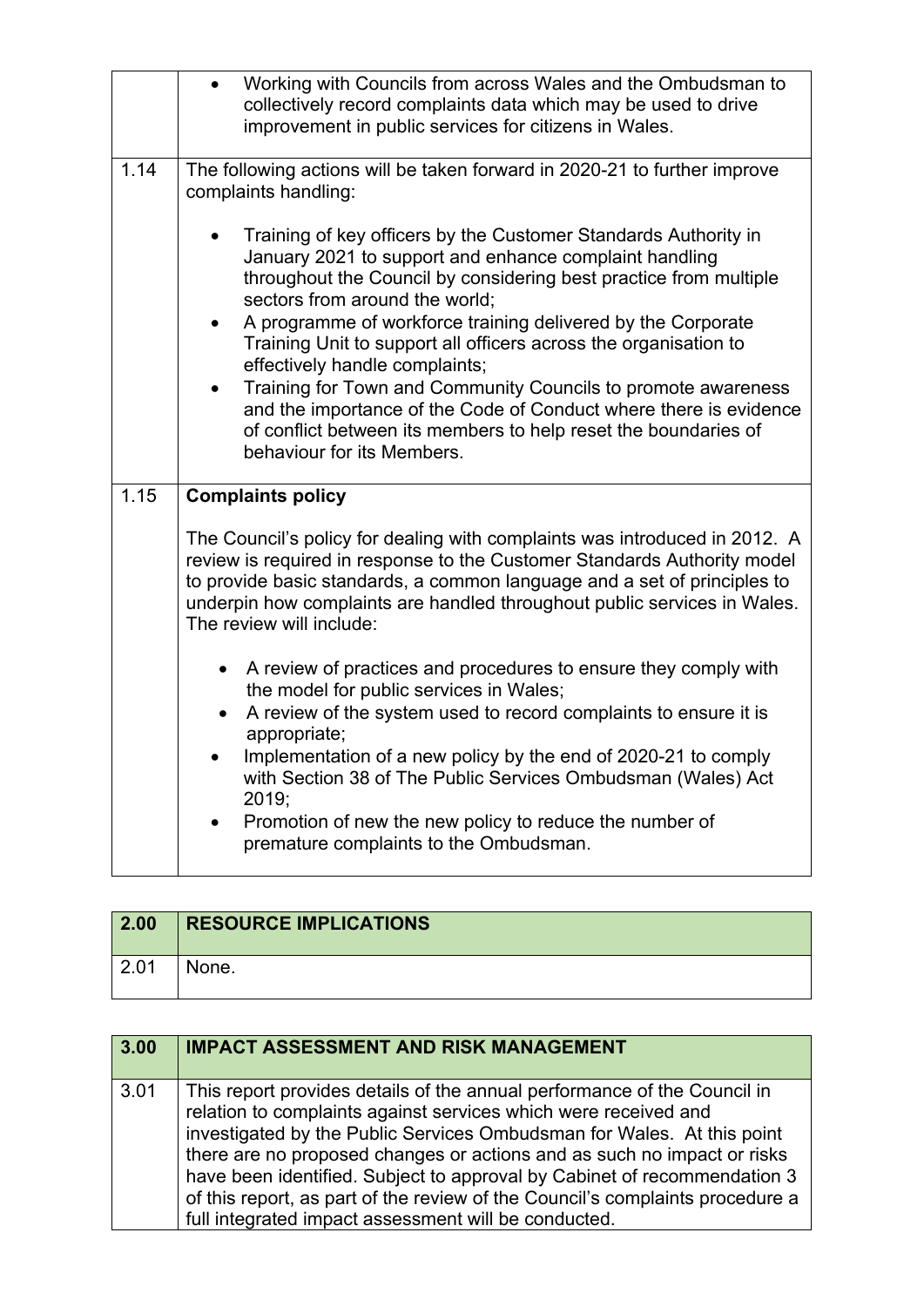| | |
|---|---|
| | • Working with Councils from across Wales and the Ombudsman to collectively record complaints data which may be used to drive improvement in public services for citizens in Wales. |
| 1.14 | The following actions will be taken forward in 2020-21 to further improve complaints handling:<br><br>• Training of key officers by the Customer Standards Authority in January 2021 to support and enhance complaint handling throughout the Council by considering best practice from multiple sectors from around the world;<br>• A programme of workforce training delivered by the Corporate Training Unit to support all officers across the organisation to effectively handle complaints;<br>• Training for Town and Community Councils to promote awareness and the importance of the Code of Conduct where there is evidence of conflict between its members to help reset the boundaries of behaviour for its Members. |
| 1.15 | **Complaints policy**<br><br>The Council's policy for dealing with complaints was introduced in 2012. A review is required in response to the Customer Standards Authority model to provide basic standards, a common language and a set of principles to underpin how complaints are handled throughout public services in Wales. The review will include:<br><br>• A review of practices and procedures to ensure they comply with the model for public services in Wales;<br>• A review of the system used to record complaints to ensure it is appropriate;<br>• Implementation of a new policy by the end of 2020-21 to comply with Section 38 of The Public Services Ombudsman (Wales) Act 2019;<br>• Promotion of new the new policy to reduce the number of premature complaints to the Ombudsman. |

| 2.00 | RESOURCE IMPLICATIONS |
|---|---|
| 2.01 | None. |

| 3.00 | IMPACT ASSESSMENT AND RISK MANAGEMENT |
|---|---|
| 3.01 | This report provides details of the annual performance of the Council in relation to complaints against services which were received and investigated by the Public Services Ombudsman for Wales. At this point there are no proposed changes or actions and as such no impact or risks have been identified. Subject to approval by Cabinet of recommendation 3 of this report, as part of the review of the Council's complaints procedure a full integrated impact assessment will be conducted. |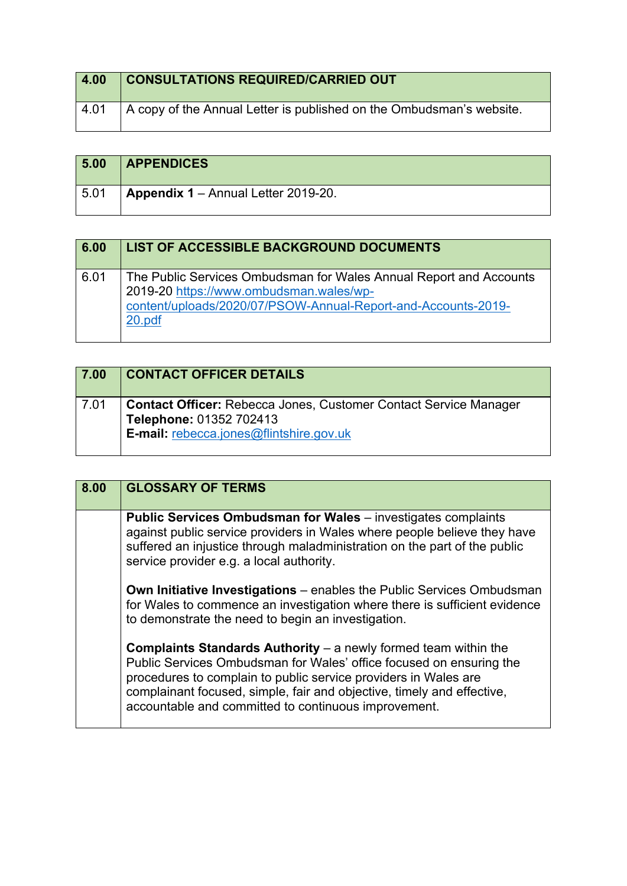| 4.00 | CONSULTATIONS REQUIRED/CARRIED OUT |
| --- | --- |
| 4.01 | A copy of the Annual Letter is published on the Ombudsman's website. |

| 5.00 | APPENDICES |
| --- | --- |
| 5.01 | **Appendix 1** – Annual Letter 2019-20. |

| 6.00 | LIST OF ACCESSIBLE BACKGROUND DOCUMENTS |
| --- | --- |
| 6.01 | The Public Services Ombudsman for Wales Annual Report and Accounts 2019-20 https://www.ombudsman.wales/wp-content/uploads/2020/07/PSOW-Annual-Report-and-Accounts-2019-20.pdf |

| 7.00 | CONTACT OFFICER DETAILS |
| --- | --- |
| 7.01 | **Contact Officer:** Rebecca Jones, Customer Contact Service Manager<br>**Telephone:** 01352 702413<br>**E-mail:** rebecca.jones@flintshire.gov.uk |

| 8.00 | GLOSSARY OF TERMS |
| --- | --- |
| | **Public Services Ombudsman for Wales** – investigates complaints against public service providers in Wales where people believe they have suffered an injustice through maladministration on the part of the public service provider e.g. a local authority.<br><br>**Own Initiative Investigations** – enables the Public Services Ombudsman for Wales to commence an investigation where there is sufficient evidence to demonstrate the need to begin an investigation.<br><br>**Complaints Standards Authority** – a newly formed team within the Public Services Ombudsman for Wales' office focused on ensuring the procedures to complain to public service providers in Wales are complainant focused, simple, fair and objective, timely and effective, accountable and committed to continuous improvement. |